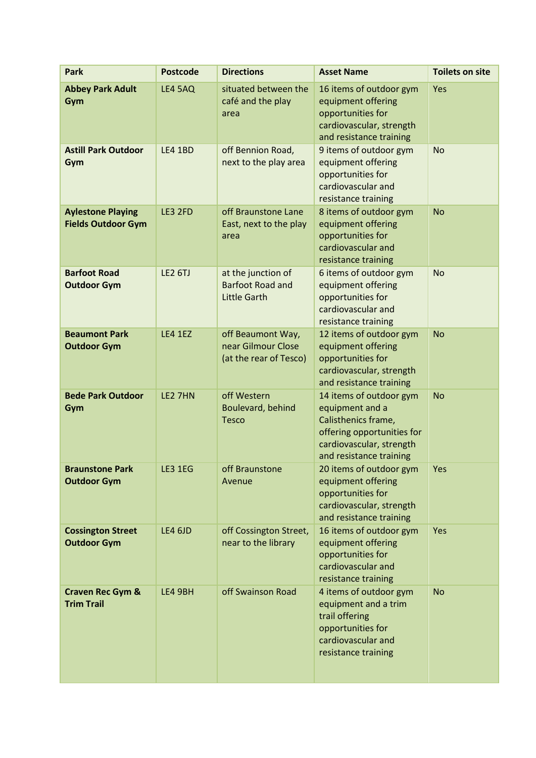| Park | Postcode | Directions | Asset Name | Toilets on site |
|---|---|---|---|---|
| **Abbey Park Adult Gym** | LE4 5AQ | situated between the café and the play area | 16 items of outdoor gym equipment offering opportunities for cardiovascular, strength and resistance training | Yes |
| **Astill Park Outdoor Gym** | LE4 1BD | off Bennion Road, next to the play area | 9 items of outdoor gym equipment offering opportunities for cardiovascular and resistance training | No |
| **Aylestone Playing Fields Outdoor Gym** | LE3 2FD | off Braunstone Lane East, next to the play area | 8 items of outdoor gym equipment offering opportunities for cardiovascular and resistance training | No |
| **Barfoot Road Outdoor Gym** | LE2 6TJ | at the junction of Barfoot Road and Little Garth | 6 items of outdoor gym equipment offering opportunities for cardiovascular and resistance training | No |
| **Beaumont Park Outdoor Gym** | LE4 1EZ | off Beaumont Way, near Gilmour Close (at the rear of Tesco) | 12 items of outdoor gym equipment offering opportunities for cardiovascular, strength and resistance training | No |
| **Bede Park Outdoor Gym** | LE2 7HN | off Western Boulevard, behind Tesco | 14 items of outdoor gym equipment and a Calisthenics frame, offering opportunities for cardiovascular, strength and resistance training | No |
| **Braunstone Park Outdoor Gym** | LE3 1EG | off Braunstone Avenue | 20 items of outdoor gym equipment offering opportunities for cardiovascular, strength and resistance training | Yes |
| **Cossington Street Outdoor Gym** | LE4 6JD | off Cossington Street, near to the library | 16 items of outdoor gym equipment offering opportunities for cardiovascular and resistance training | Yes |
| **Craven Rec Gym & Trim Trail** | LE4 9BH | off Swainson Road | 4 items of outdoor gym equipment and a trim trail offering opportunities for cardiovascular and resistance training | No |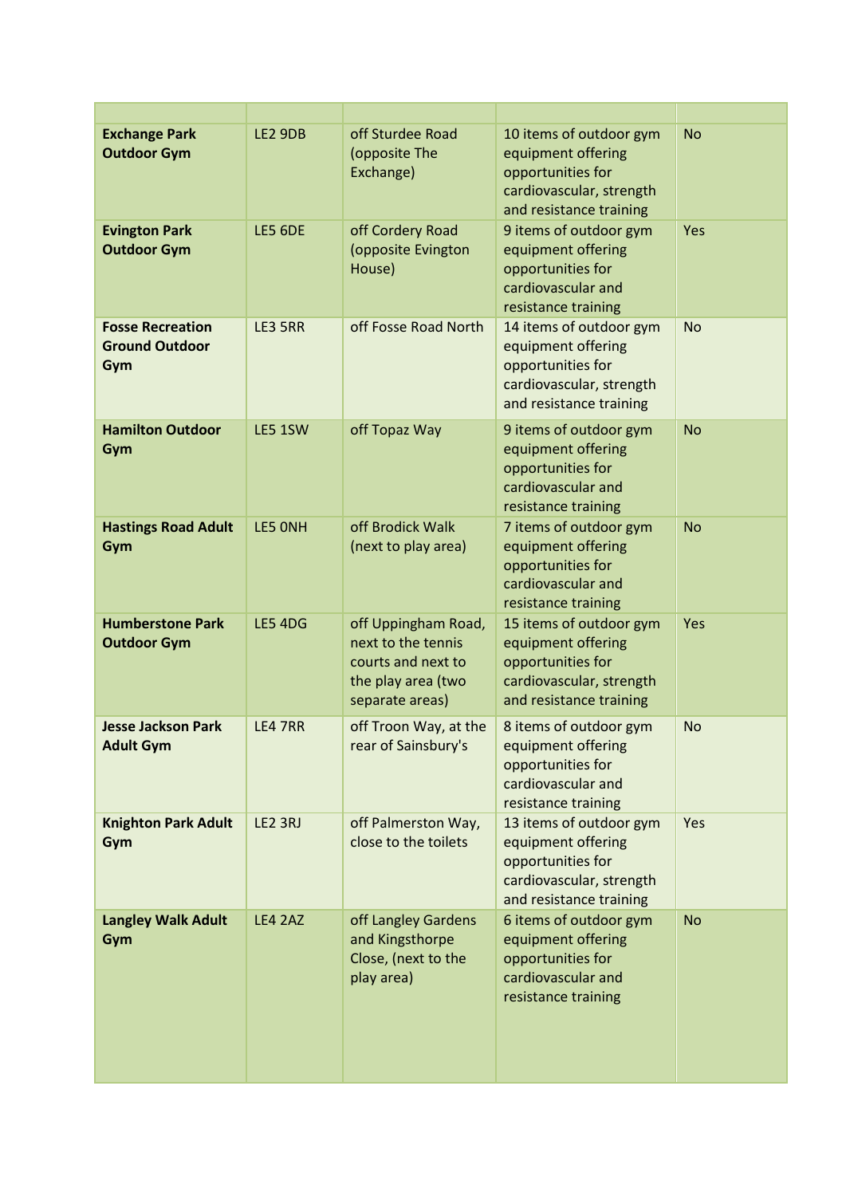| | | | | |
|---|---|---|---|---|
| **Exchange Park Outdoor Gym** | LE2 9DB | off Sturdee Road (opposite The Exchange) | 10 items of outdoor gym equipment offering opportunities for cardiovascular, strength and resistance training | No |
| **Evington Park Outdoor Gym** | LE5 6DE | off Cordery Road (opposite Evington House) | 9 items of outdoor gym equipment offering opportunities for cardiovascular and resistance training | Yes |
| **Fosse Recreation Ground Outdoor Gym** | LE3 5RR | off Fosse Road North | 14 items of outdoor gym equipment offering opportunities for cardiovascular, strength and resistance training | No |
| **Hamilton Outdoor Gym** | LE5 1SW | off Topaz Way | 9 items of outdoor gym equipment offering opportunities for cardiovascular and resistance training | No |
| **Hastings Road Adult Gym** | LE5 0NH | off Brodick Walk (next to play area) | 7 items of outdoor gym equipment offering opportunities for cardiovascular and resistance training | No |
| **Humberstone Park Outdoor Gym** | LE5 4DG | off Uppingham Road, next to the tennis courts and next to the play area (two separate areas) | 15 items of outdoor gym equipment offering opportunities for cardiovascular, strength and resistance training | Yes |
| **Jesse Jackson Park Adult Gym** | LE4 7RR | off Troon Way, at the rear of Sainsbury's | 8 items of outdoor gym equipment offering opportunities for cardiovascular and resistance training | No |
| **Knighton Park Adult Gym** | LE2 3RJ | off Palmerston Way, close to the toilets | 13 items of outdoor gym equipment offering opportunities for cardiovascular, strength and resistance training | Yes |
| **Langley Walk Adult Gym** | LE4 2AZ | off Langley Gardens and Kingsthorpe Close, (next to the play area) | 6 items of outdoor gym equipment offering opportunities for cardiovascular and resistance training | No |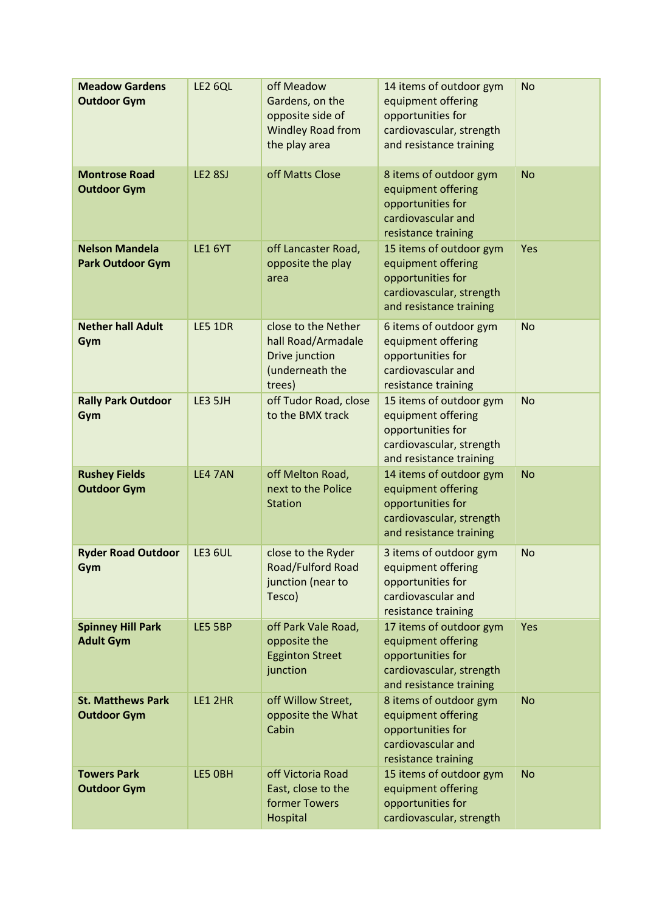| | | | | |
|---|---|---|---|---|
| **Meadow Gardens Outdoor Gym** | LE2 6QL | off Meadow Gardens, on the opposite side of Windley Road from the play area | 14 items of outdoor gym equipment offering opportunities for cardiovascular, strength and resistance training | No |
| **Montrose Road Outdoor Gym** | LE2 8SJ | off Matts Close | 8 items of outdoor gym equipment offering opportunities for cardiovascular and resistance training | No |
| **Nelson Mandela Park Outdoor Gym** | LE1 6YT | off Lancaster Road, opposite the play area | 15 items of outdoor gym equipment offering opportunities for cardiovascular, strength and resistance training | Yes |
| **Nether hall Adult Gym** | LE5 1DR | close to the Nether hall Road/Armadale Drive junction (underneath the trees) | 6 items of outdoor gym equipment offering opportunities for cardiovascular and resistance training | No |
| **Rally Park Outdoor Gym** | LE3 5JH | off Tudor Road, close to the BMX track | 15 items of outdoor gym equipment offering opportunities for cardiovascular, strength and resistance training | No |
| **Rushey Fields Outdoor Gym** | LE4 7AN | off Melton Road, next to the Police Station | 14 items of outdoor gym equipment offering opportunities for cardiovascular, strength and resistance training | No |
| **Ryder Road Outdoor Gym** | LE3 6UL | close to the Ryder Road/Fulford Road junction (near to Tesco) | 3 items of outdoor gym equipment offering opportunities for cardiovascular and resistance training | No |
| **Spinney Hill Park Adult Gym** | LE5 5BP | off Park Vale Road, opposite the Egginton Street junction | 17 items of outdoor gym equipment offering opportunities for cardiovascular, strength and resistance training | Yes |
| **St. Matthews Park Outdoor Gym** | LE1 2HR | off Willow Street, opposite the What Cabin | 8 items of outdoor gym equipment offering opportunities for cardiovascular and resistance training | No |
| **Towers Park Outdoor Gym** | LE5 0BH | off Victoria Road East, close to the former Towers Hospital | 15 items of outdoor gym equipment offering opportunities for cardiovascular, strength | No |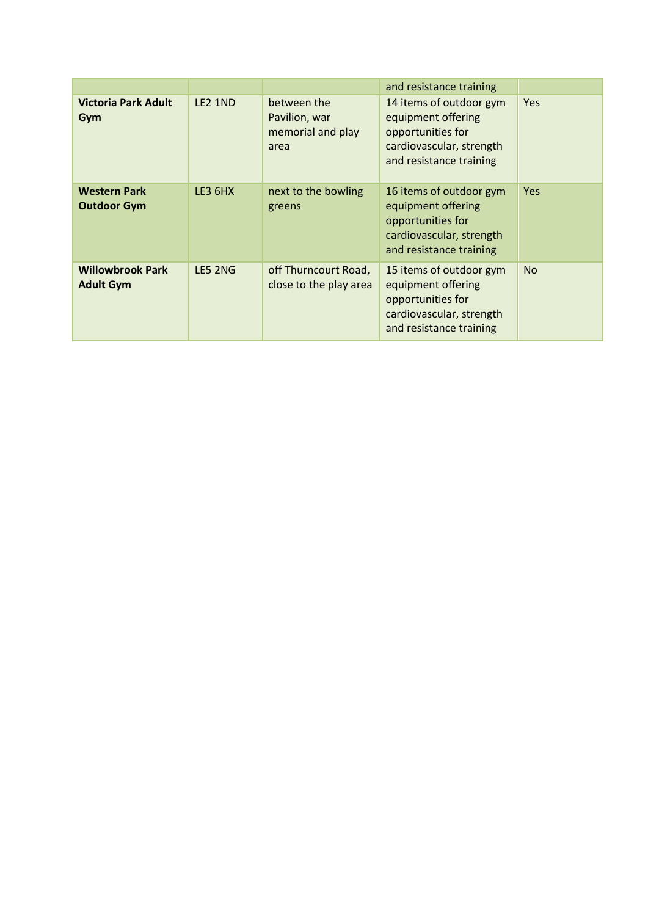| | | | | |
|---|---|---|---|---|
| | | | and resistance training | |
| **Victoria Park Adult Gym** | LE2 1ND | between the Pavilion, war memorial and play area | 14 items of outdoor gym equipment offering opportunities for cardiovascular, strength and resistance training | Yes |
| **Western Park Outdoor Gym** | LE3 6HX | next to the bowling greens | 16 items of outdoor gym equipment offering opportunities for cardiovascular, strength and resistance training | Yes |
| **Willowbrook Park Adult Gym** | LE5 2NG | off Thurncourt Road, close to the play area | 15 items of outdoor gym equipment offering opportunities for cardiovascular, strength and resistance training | No |